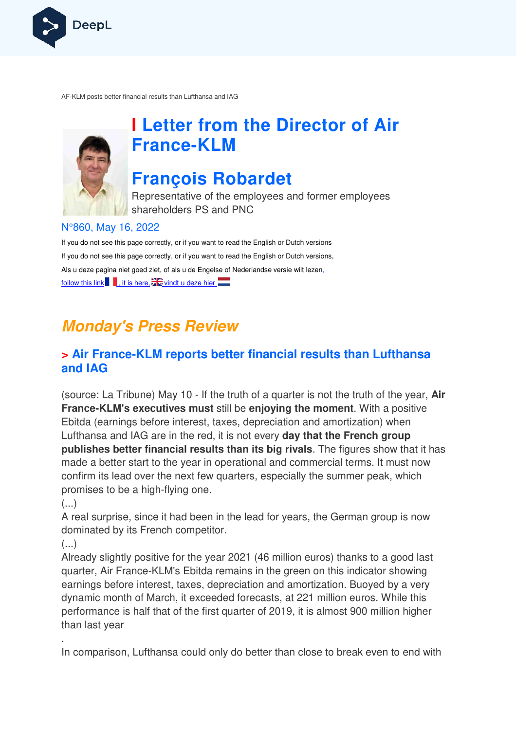AF-KLM posts better financial results than Lufthansa and IAG

# Letter from the Director of Air France-KLM

# François Robardet

Representative of the employees and former employees shareholders PS and PNC

N°860, May 16, 2022

If you do not see this page correctly, or if you want to read the English or Dutch versions

If you do not see this page correctly, or if you want to read the English or Dutch versions,

Als u deze pagina niet goed ziet, of als u de Engelse of Nederlandse versie wilt lezen,

follow this link , it is here, vindt u deze hier

## *Monday's Press Review*

### > Air France-KLM reports better financial results than Lufthansa and IAG

(source: La Tribune) May 10 - If the truth of a quarter is not the truth of the year, **Air France-KLM's executives must** still be **enjoying the moment**. With a positive Ebitda (earnings before interest, taxes, depreciation and amortization) when Lufthansa and IAG are in the red, it is not every **day that the French group publishes better financial results than its big rivals**. The figures show that it has made a better start to the year in operational and commercial terms. It must now confirm its lead over the next few quarters, especially the summer peak, which promises to be a high-flying one.

(...)

A real surprise, since it had been in the lead for years, the German group is now dominated by its French competitor.

(...)

Already slightly positive for the year 2021 (46 million euros) thanks to a good last quarter, Air France-KLM's Ebitda remains in the green on this indicator showing earnings before interest, taxes, depreciation and amortization. Buoyed by a very dynamic month of March, it exceeded forecasts, at 221 million euros. While this performance is half that of the first quarter of 2019, it is almost 900 million higher than last year

.

In comparison, Lufthansa could only do better than close to break even to end with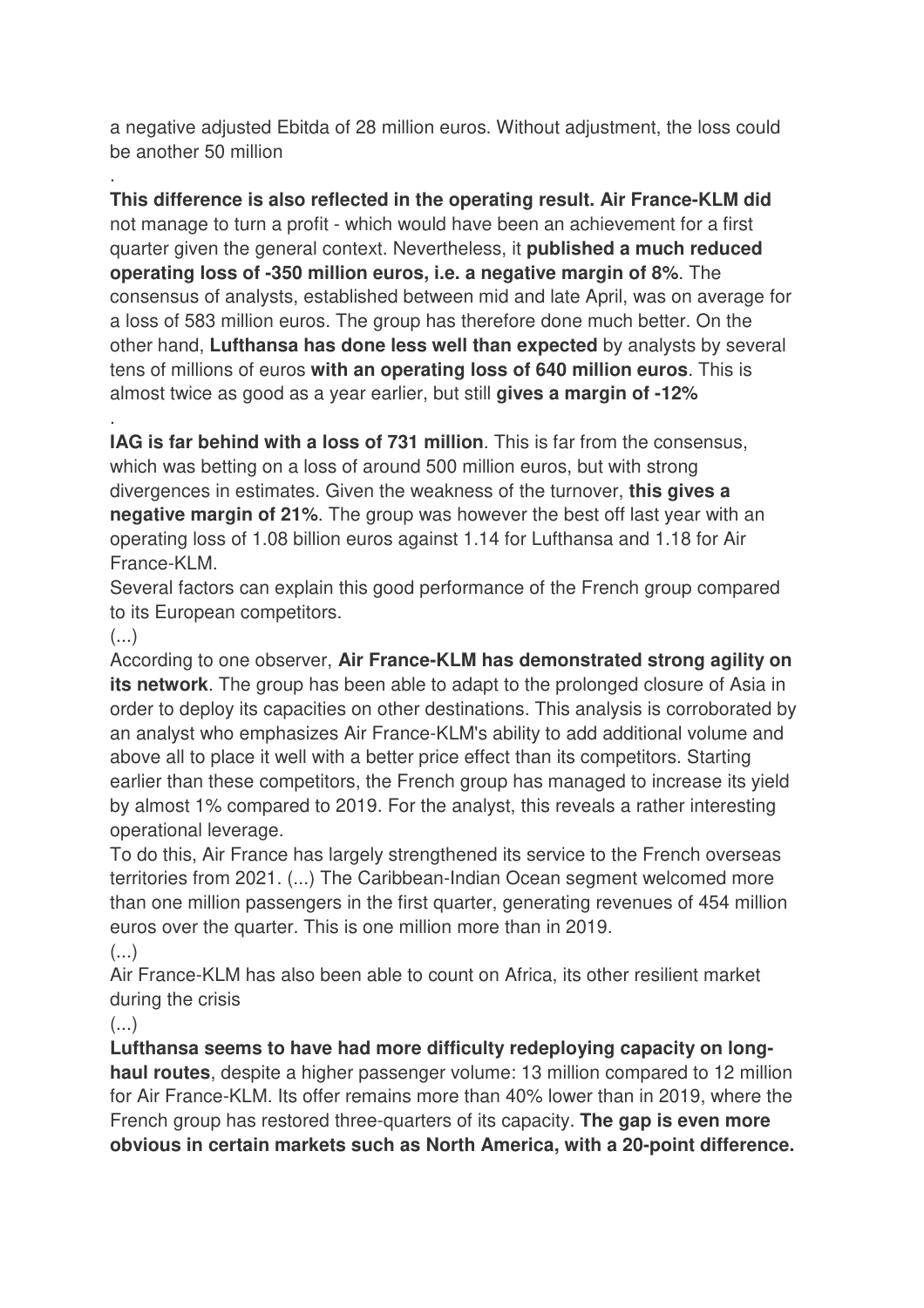a negative adjusted Ebitda of 28 million euros. Without adjustment, the loss could be another 50 million

.

**This difference is also reflected in the operating result. Air France-KLM did** not manage to turn a profit - which would have been an achievement for a first quarter given the general context. Nevertheless, it **published a much reduced operating loss of -350 million euros, i.e. a negative margin of 8%**. The consensus of analysts, established between mid and late April, was on average for a loss of 583 million euros. The group has therefore done much better. On the other hand, **Lufthansa has done less well than expected** by analysts by several tens of millions of euros **with an operating loss of 640 million euros**. This is almost twice as good as a year earlier, but still **gives a margin of -12%**

.

**IAG is far behind with a loss of 731 million**. This is far from the consensus, which was betting on a loss of around 500 million euros, but with strong divergences in estimates. Given the weakness of the turnover, **this gives a negative margin of 21%**. The group was however the best off last year with an operating loss of 1.08 billion euros against 1.14 for Lufthansa and 1.18 for Air France-KLM.

Several factors can explain this good performance of the French group compared to its European competitors.

(...)

According to one observer, **Air France-KLM has demonstrated strong agility on its network**. The group has been able to adapt to the prolonged closure of Asia in order to deploy its capacities on other destinations. This analysis is corroborated by an analyst who emphasizes Air France-KLM's ability to add additional volume and above all to place it well with a better price effect than its competitors. Starting earlier than these competitors, the French group has managed to increase its yield by almost 1% compared to 2019. For the analyst, this reveals a rather interesting operational leverage.

To do this, Air France has largely strengthened its service to the French overseas territories from 2021. (...) The Caribbean-Indian Ocean segment welcomed more than one million passengers in the first quarter, generating revenues of 454 million euros over the quarter. This is one million more than in 2019.

(...)

Air France-KLM has also been able to count on Africa, its other resilient market during the crisis

(...)

**Lufthansa seems to have had more difficulty redeploying capacity on long-haul routes**, despite a higher passenger volume: 13 million compared to 12 million for Air France-KLM. Its offer remains more than 40% lower than in 2019, where the French group has restored three-quarters of its capacity. **The gap is even more obvious in certain markets such as North America, with a 20-point difference.**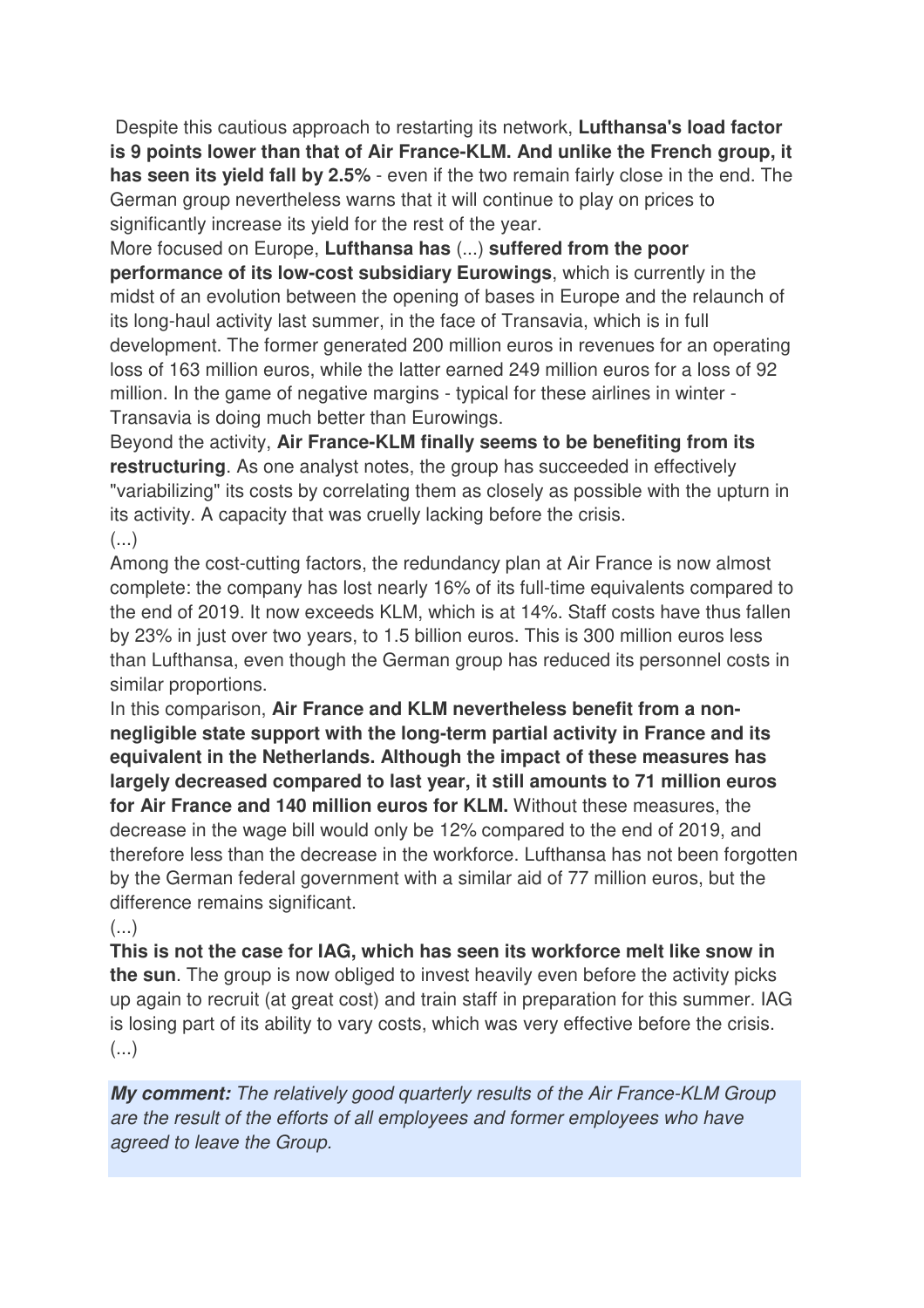Despite this cautious approach to restarting its network, **Lufthansa's load factor is 9 points lower than that of Air France-KLM. And unlike the French group, it has seen its yield fall by 2.5%** - even if the two remain fairly close in the end. The German group nevertheless warns that it will continue to play on prices to significantly increase its yield for the rest of the year.

More focused on Europe, **Lufthansa has** (...) **suffered from the poor performance of its low-cost subsidiary Eurowings**, which is currently in the midst of an evolution between the opening of bases in Europe and the relaunch of its long-haul activity last summer, in the face of Transavia, which is in full development. The former generated 200 million euros in revenues for an operating loss of 163 million euros, while the latter earned 249 million euros for a loss of 92 million. In the game of negative margins - typical for these airlines in winter - Transavia is doing much better than Eurowings.

Beyond the activity, **Air France-KLM finally seems to be benefiting from its restructuring**. As one analyst notes, the group has succeeded in effectively "variabilizing" its costs by correlating them as closely as possible with the upturn in its activity. A capacity that was cruelly lacking before the crisis.

(...)

Among the cost-cutting factors, the redundancy plan at Air France is now almost complete: the company has lost nearly 16% of its full-time equivalents compared to the end of 2019. It now exceeds KLM, which is at 14%. Staff costs have thus fallen by 23% in just over two years, to 1.5 billion euros. This is 300 million euros less than Lufthansa, even though the German group has reduced its personnel costs in similar proportions.

In this comparison, **Air France and KLM nevertheless benefit from a non-negligible state support with the long-term partial activity in France and its equivalent in the Netherlands. Although the impact of these measures has largely decreased compared to last year, it still amounts to 71 million euros for Air France and 140 million euros for KLM.** Without these measures, the decrease in the wage bill would only be 12% compared to the end of 2019, and therefore less than the decrease in the workforce. Lufthansa has not been forgotten by the German federal government with a similar aid of 77 million euros, but the difference remains significant.

(...)

**This is not the case for IAG, which has seen its workforce melt like snow in the sun**. The group is now obliged to invest heavily even before the activity picks up again to recruit (at great cost) and train staff in preparation for this summer. IAG is losing part of its ability to vary costs, which was very effective before the crisis.

(...)

***My comment:*** *The relatively good quarterly results of the Air France-KLM Group are the result of the efforts of all employees and former employees who have agreed to leave the Group.*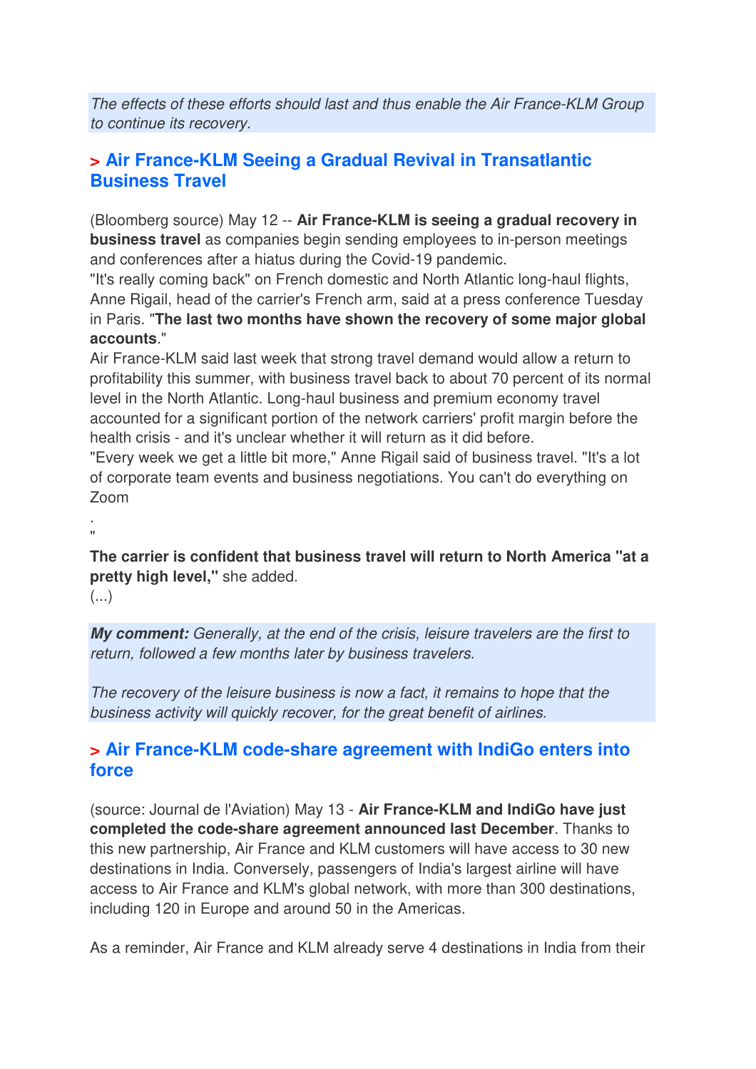*The effects of these efforts should last and thus enable the Air France-KLM Group to continue its recovery.*

## > Air France-KLM Seeing a Gradual Revival in Transatlantic Business Travel

(Bloomberg source) May 12 -- **Air France-KLM is seeing a gradual recovery in business travel** as companies begin sending employees to in-person meetings and conferences after a hiatus during the Covid-19 pandemic.
"It's really coming back" on French domestic and North Atlantic long-haul flights, Anne Rigail, head of the carrier's French arm, said at a press conference Tuesday in Paris. "**The last two months have shown the recovery of some major global accounts**."
Air France-KLM said last week that strong travel demand would allow a return to profitability this summer, with business travel back to about 70 percent of its normal level in the North Atlantic. Long-haul business and premium economy travel accounted for a significant portion of the network carriers' profit margin before the health crisis - and it's unclear whether it will return as it did before.
"Every week we get a little bit more," Anne Rigail said of business travel. "It's a lot of corporate team events and business negotiations. You can't do everything on Zoom
.
"
**The carrier is confident that business travel will return to North America "at a pretty high level,"** she added.
(...)

***My comment:*** *Generally, at the end of the crisis, leisure travelers are the first to return, followed a few months later by business travelers.*

*The recovery of the leisure business is now a fact, it remains to hope that the business activity will quickly recover, for the great benefit of airlines.*

## > Air France-KLM code-share agreement with IndiGo enters into force

(source: Journal de l'Aviation) May 13 - **Air France-KLM and IndiGo have just completed the code-share agreement announced last December**. Thanks to this new partnership, Air France and KLM customers will have access to 30 new destinations in India. Conversely, passengers of India's largest airline will have access to Air France and KLM's global network, with more than 300 destinations, including 120 in Europe and around 50 in the Americas.

As a reminder, Air France and KLM already serve 4 destinations in India from their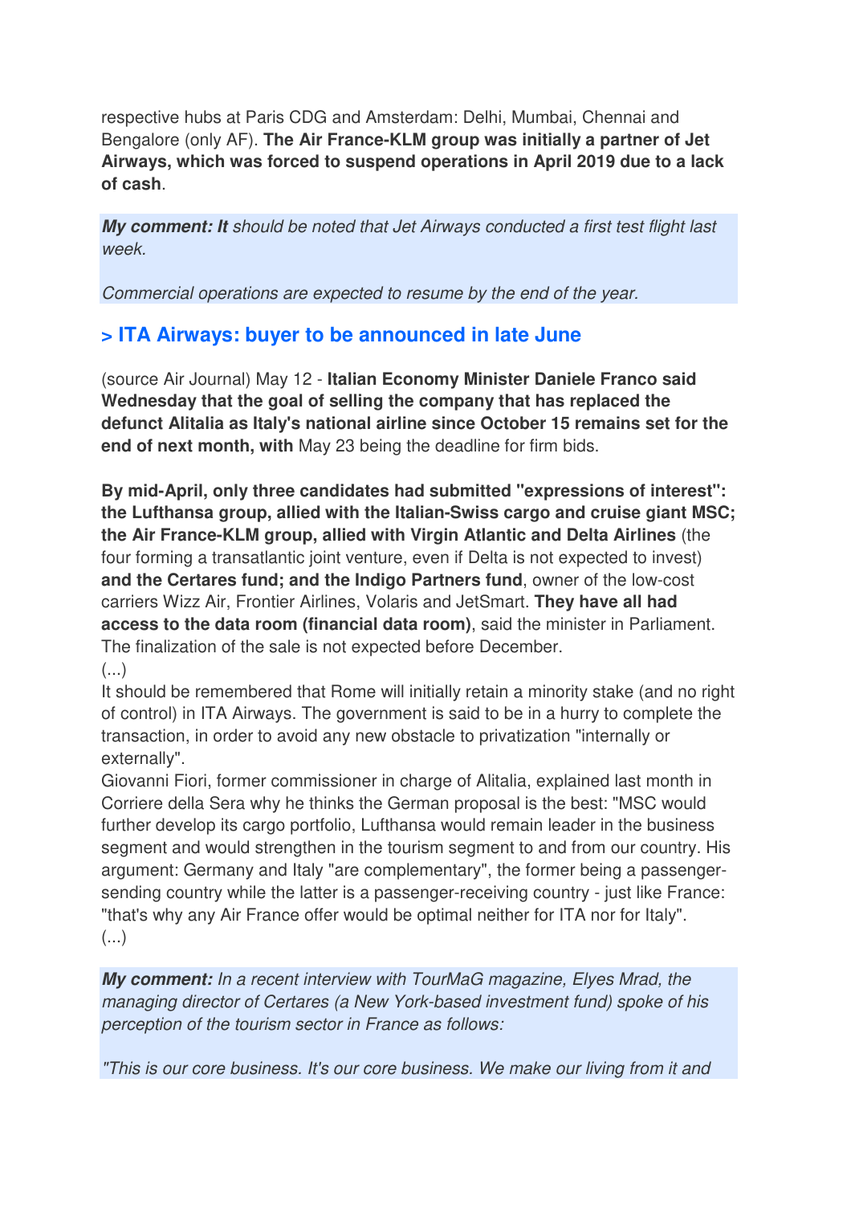respective hubs at Paris CDG and Amsterdam: Delhi, Mumbai, Chennai and Bengalore (only AF). **The Air France-KLM group was initially a partner of Jet Airways, which was forced to suspend operations in April 2019 due to a lack of cash**.

***My comment: It*** *should be noted that Jet Airways conducted a first test flight last week.*

*Commercial operations are expected to resume by the end of the year.*

## > ITA Airways: buyer to be announced in late June

(source Air Journal) May 12 - **Italian Economy Minister Daniele Franco said Wednesday that the goal of selling the company that has replaced the defunct Alitalia as Italy's national airline since October 15 remains set for the end of next month, with** May 23 being the deadline for firm bids.

**By mid-April, only three candidates had submitted "expressions of interest": the Lufthansa group, allied with the Italian-Swiss cargo and cruise giant MSC; the Air France-KLM group, allied with Virgin Atlantic and Delta Airlines** (the four forming a transatlantic joint venture, even if Delta is not expected to invest) **and the Certares fund; and the Indigo Partners fund**, owner of the low-cost carriers Wizz Air, Frontier Airlines, Volaris and JetSmart. **They have all had access to the data room (financial data room)**, said the minister in Parliament. The finalization of the sale is not expected before December.

(...)

It should be remembered that Rome will initially retain a minority stake (and no right of control) in ITA Airways. The government is said to be in a hurry to complete the transaction, in order to avoid any new obstacle to privatization "internally or externally".

Giovanni Fiori, former commissioner in charge of Alitalia, explained last month in Corriere della Sera why he thinks the German proposal is the best: "MSC would further develop its cargo portfolio, Lufthansa would remain leader in the business segment and would strengthen in the tourism segment to and from our country. His argument: Germany and Italy "are complementary", the former being a passenger-sending country while the latter is a passenger-receiving country - just like France: "that's why any Air France offer would be optimal neither for ITA nor for Italy".

(...)

***My comment:*** *In a recent interview with TourMaG magazine, Elyes Mrad, the managing director of Certares (a New York-based investment fund) spoke of his perception of the tourism sector in France as follows:*

*"This is our core business. It's our core business. We make our living from it and*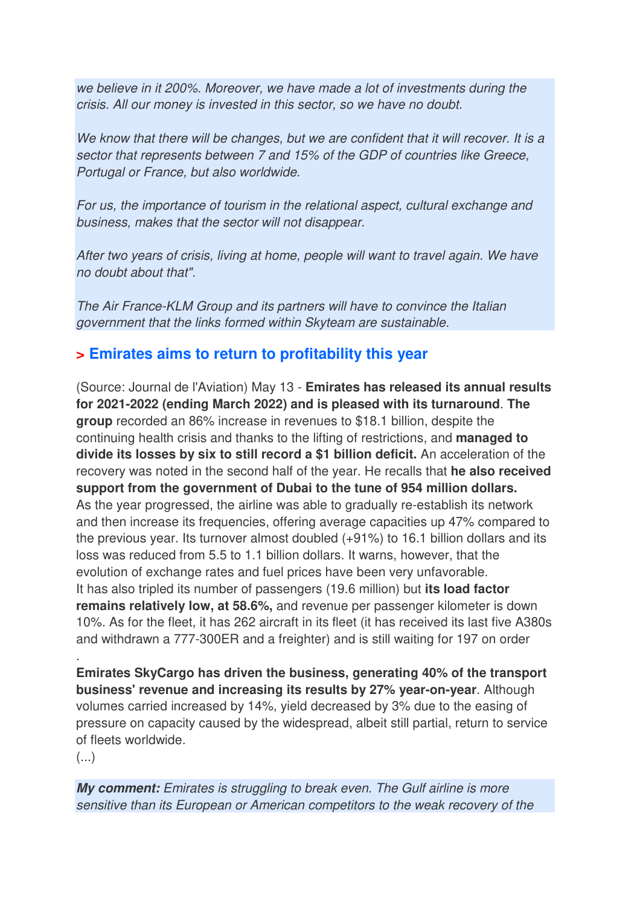*we believe in it 200%. Moreover, we have made a lot of investments during the crisis. All our money is invested in this sector, so we have no doubt.*

*We know that there will be changes, but we are confident that it will recover. It is a sector that represents between 7 and 15% of the GDP of countries like Greece, Portugal or France, but also worldwide.*

*For us, the importance of tourism in the relational aspect, cultural exchange and business, makes that the sector will not disappear.*

*After two years of crisis, living at home, people will want to travel again. We have no doubt about that".*

*The Air France-KLM Group and its partners will have to convince the Italian government that the links formed within Skyteam are sustainable.*

## > Emirates aims to return to profitability this year

(Source: Journal de l'Aviation) May 13 - **Emirates has released its annual results for 2021-2022 (ending March 2022) and is pleased with its turnaround**. **The group** recorded an 86% increase in revenues to $18.1 billion, despite the continuing health crisis and thanks to the lifting of restrictions, and **managed to divide its losses by six to still record a $1 billion deficit.** An acceleration of the recovery was noted in the second half of the year. He recalls that **he also received support from the government of Dubai to the tune of 954 million dollars.**
As the year progressed, the airline was able to gradually re-establish its network and then increase its frequencies, offering average capacities up 47% compared to the previous year. Its turnover almost doubled (+91%) to 16.1 billion dollars and its loss was reduced from 5.5 to 1.1 billion dollars. It warns, however, that the evolution of exchange rates and fuel prices have been very unfavorable.
It has also tripled its number of passengers (19.6 million) but **its load factor remains relatively low, at 58.6%,** and revenue per passenger kilometer is down 10%. As for the fleet, it has 262 aircraft in its fleet (it has received its last five A380s and withdrawn a 777-300ER and a freighter) and is still waiting for 197 on order
.
**Emirates SkyCargo has driven the business, generating 40% of the transport business' revenue and increasing its results by 27% year-on-year**. Although volumes carried increased by 14%, yield decreased by 3% due to the easing of pressure on capacity caused by the widespread, albeit still partial, return to service of fleets worldwide.
(...)

***My comment:*** *Emirates is struggling to break even. The Gulf airline is more sensitive than its European or American competitors to the weak recovery of the*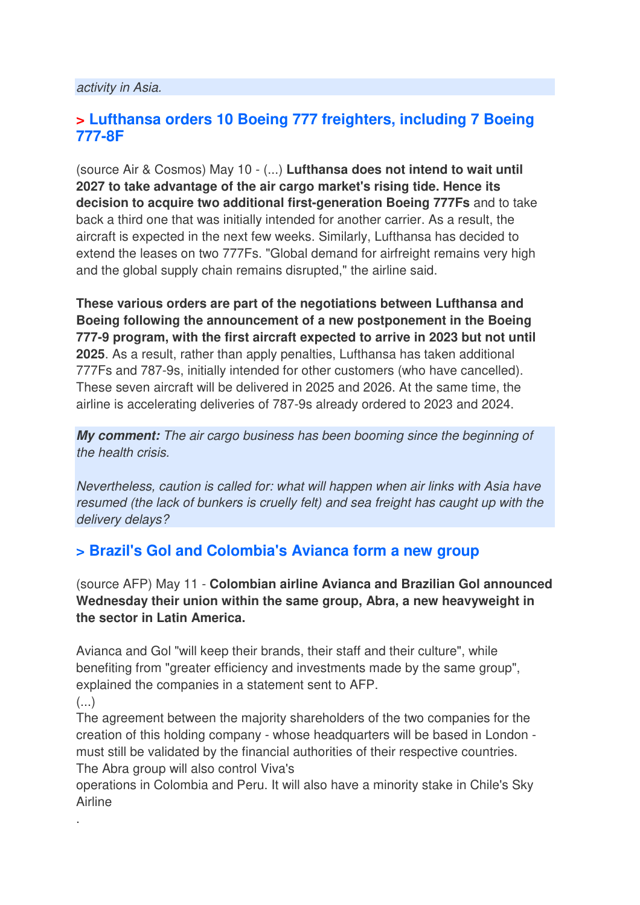*activity in Asia.*

## > Lufthansa orders 10 Boeing 777 freighters, including 7 Boeing 777-8F

(source Air & Cosmos) May 10 - (...) **Lufthansa does not intend to wait until 2027 to take advantage of the air cargo market's rising tide. Hence its decision to acquire two additional first-generation Boeing 777Fs** and to take back a third one that was initially intended for another carrier. As a result, the aircraft is expected in the next few weeks. Similarly, Lufthansa has decided to extend the leases on two 777Fs. "Global demand for airfreight remains very high and the global supply chain remains disrupted," the airline said.

**These various orders are part of the negotiations between Lufthansa and Boeing following the announcement of a new postponement in the Boeing 777-9 program, with the first aircraft expected to arrive in 2023 but not until 2025**. As a result, rather than apply penalties, Lufthansa has taken additional 777Fs and 787-9s, initially intended for other customers (who have cancelled). These seven aircraft will be delivered in 2025 and 2026. At the same time, the airline is accelerating deliveries of 787-9s already ordered to 2023 and 2024.

***My comment:*** *The air cargo business has been booming since the beginning of the health crisis.*

*Nevertheless, caution is called for: what will happen when air links with Asia have resumed (the lack of bunkers is cruelly felt) and sea freight has caught up with the delivery delays?*

## > Brazil's Gol and Colombia's Avianca form a new group

(source AFP) May 11 - **Colombian airline Avianca and Brazilian Gol announced Wednesday their union within the same group, Abra, a new heavyweight in the sector in Latin America.**

Avianca and Gol "will keep their brands, their staff and their culture", while benefiting from "greater efficiency and investments made by the same group", explained the companies in a statement sent to AFP.

(...)

The agreement between the majority shareholders of the two companies for the creation of this holding company - whose headquarters will be based in London - must still be validated by the financial authorities of their respective countries.
The Abra group will also control Viva's
operations in Colombia and Peru. It will also have a minority stake in Chile's Sky Airline

.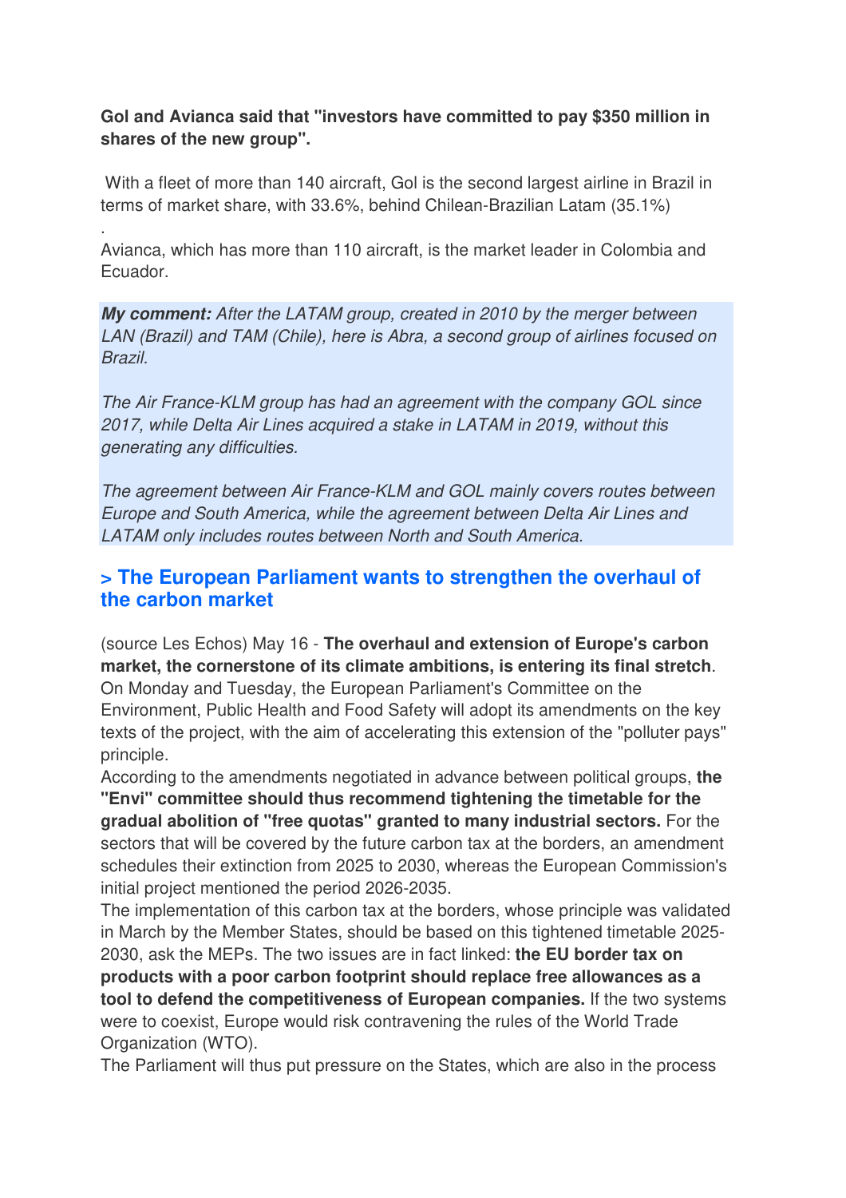**Gol and Avianca said that "investors have committed to pay $350 million in shares of the new group".**

With a fleet of more than 140 aircraft, Gol is the second largest airline in Brazil in terms of market share, with 33.6%, behind Chilean-Brazilian Latam (35.1%)

.

Avianca, which has more than 110 aircraft, is the market leader in Colombia and Ecuador.

***My comment:*** *After the LATAM group, created in 2010 by the merger between LAN (Brazil) and TAM (Chile), here is Abra, a second group of airlines focused on Brazil.*

*The Air France-KLM group has had an agreement with the company GOL since 2017, while Delta Air Lines acquired a stake in LATAM in 2019, without this generating any difficulties.*

*The agreement between Air France-KLM and GOL mainly covers routes between Europe and South America, while the agreement between Delta Air Lines and LATAM only includes routes between North and South America.*

## > The European Parliament wants to strengthen the overhaul of the carbon market

(source Les Echos) May 16 - **The overhaul and extension of Europe's carbon market, the cornerstone of its climate ambitions, is entering its final stretch**. On Monday and Tuesday, the European Parliament's Committee on the Environment, Public Health and Food Safety will adopt its amendments on the key texts of the project, with the aim of accelerating this extension of the "polluter pays" principle.

According to the amendments negotiated in advance between political groups, **the "Envi" committee should thus recommend tightening the timetable for the gradual abolition of "free quotas" granted to many industrial sectors.** For the sectors that will be covered by the future carbon tax at the borders, an amendment schedules their extinction from 2025 to 2030, whereas the European Commission's initial project mentioned the period 2026-2035.

The implementation of this carbon tax at the borders, whose principle was validated in March by the Member States, should be based on this tightened timetable 2025-2030, ask the MEPs. The two issues are in fact linked: **the EU border tax on products with a poor carbon footprint should replace free allowances as a tool to defend the competitiveness of European companies.** If the two systems were to coexist, Europe would risk contravening the rules of the World Trade Organization (WTO).

The Parliament will thus put pressure on the States, which are also in the process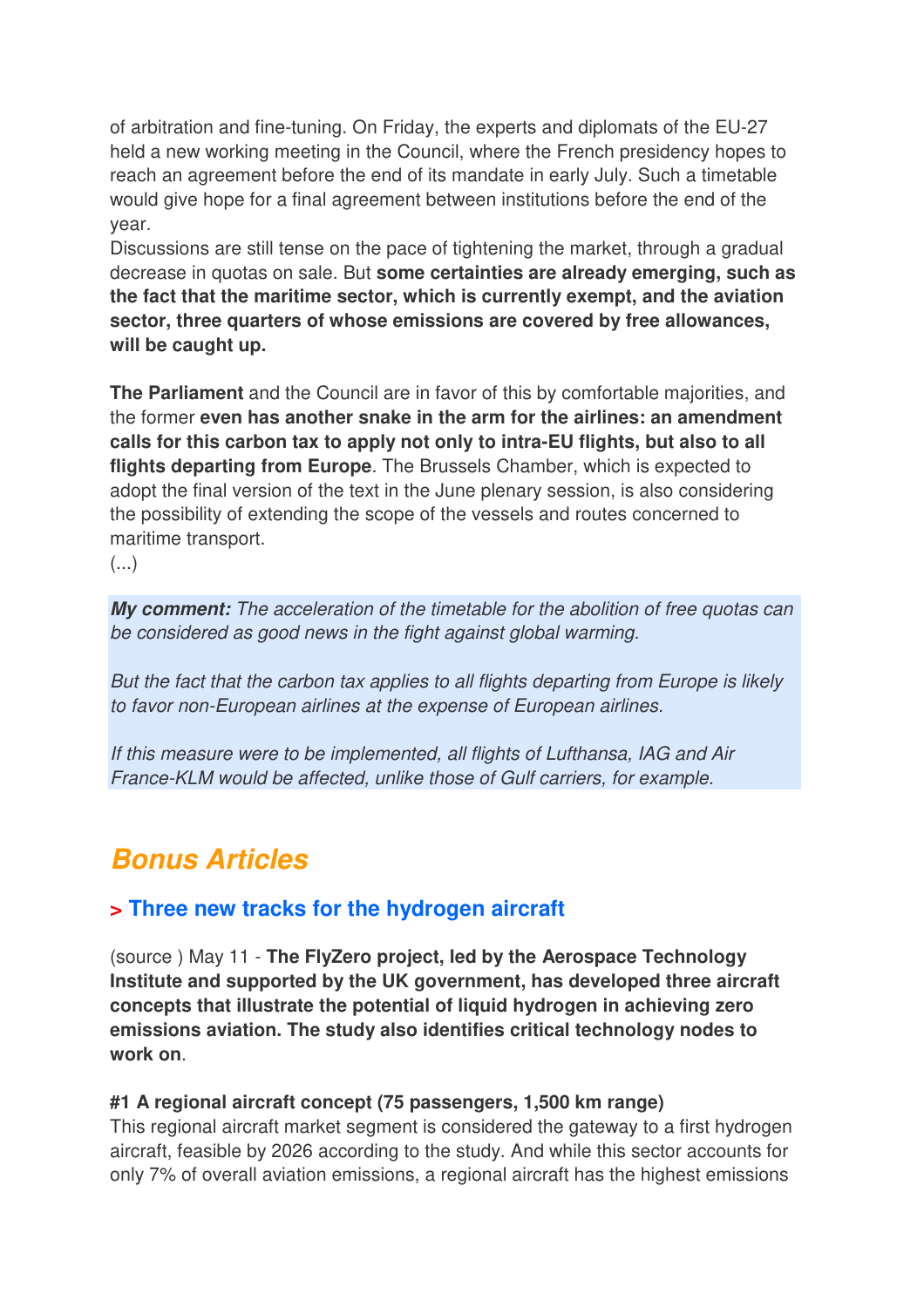of arbitration and fine-tuning. On Friday, the experts and diplomats of the EU-27 held a new working meeting in the Council, where the French presidency hopes to reach an agreement before the end of its mandate in early July. Such a timetable would give hope for a final agreement between institutions before the end of the year.
Discussions are still tense on the pace of tightening the market, through a gradual decrease in quotas on sale. But **some certainties are already emerging, such as the fact that the maritime sector, which is currently exempt, and the aviation sector, three quarters of whose emissions are covered by free allowances, will be caught up.**

**The Parliament** and the Council are in favor of this by comfortable majorities, and the former **even has another snake in the arm for the airlines: an amendment calls for this carbon tax to apply not only to intra-EU flights, but also to all flights departing from Europe**. The Brussels Chamber, which is expected to adopt the final version of the text in the June plenary session, is also considering the possibility of extending the scope of the vessels and routes concerned to maritime transport.
(...)

***My comment:*** *The acceleration of the timetable for the abolition of free quotas can be considered as good news in the fight against global warming.*

*But the fact that the carbon tax applies to all flights departing from Europe is likely to favor non-European airlines at the expense of European airlines.*

*If this measure were to be implemented, all flights of Lufthansa, IAG and Air France-KLM would be affected, unlike those of Gulf carriers, for example.*

# Bonus Articles

## > Three new tracks for the hydrogen aircraft

(source ) May 11 - **The FlyZero project, led by the Aerospace Technology Institute and supported by the UK government, has developed three aircraft concepts that illustrate the potential of liquid hydrogen in achieving zero emissions aviation. The study also identifies critical technology nodes to work on**.

**#1 A regional aircraft concept (75 passengers, 1,500 km range)**
This regional aircraft market segment is considered the gateway to a first hydrogen aircraft, feasible by 2026 according to the study. And while this sector accounts for only 7% of overall aviation emissions, a regional aircraft has the highest emissions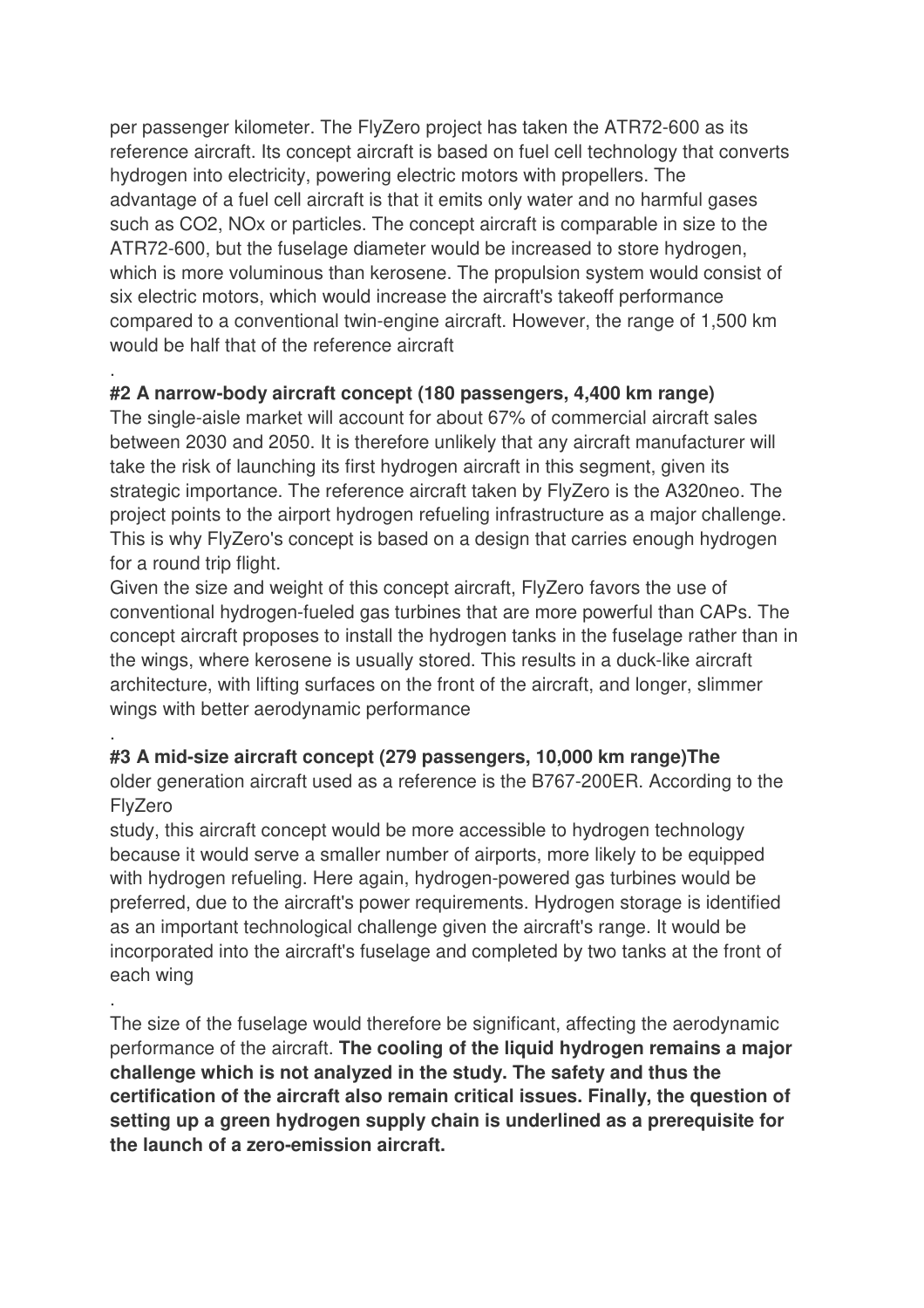per passenger kilometer. The FlyZero project has taken the ATR72-600 as its reference aircraft. Its concept aircraft is based on fuel cell technology that converts hydrogen into electricity, powering electric motors with propellers. The advantage of a fuel cell aircraft is that it emits only water and no harmful gases such as $CO_2$, $NO_x$ or particles. The concept aircraft is comparable in size to the ATR72-600, but the fuselage diameter would be increased to store hydrogen, which is more voluminous than kerosene. The propulsion system would consist of six electric motors, which would increase the aircraft's takeoff performance compared to a conventional twin-engine aircraft. However, the range of 1,500 km would be half that of the reference aircraft

.

**#2 A narrow-body aircraft concept (180 passengers, 4,400 km range)**

The single-aisle market will account for about 67% of commercial aircraft sales between 2030 and 2050. It is therefore unlikely that any aircraft manufacturer will take the risk of launching its first hydrogen aircraft in this segment, given its strategic importance. The reference aircraft taken by FlyZero is the A320neo. The project points to the airport hydrogen refueling infrastructure as a major challenge. This is why FlyZero's concept is based on a design that carries enough hydrogen for a round trip flight.

Given the size and weight of this concept aircraft, FlyZero favors the use of conventional hydrogen-fueled gas turbines that are more powerful than CAPs. The concept aircraft proposes to install the hydrogen tanks in the fuselage rather than in the wings, where kerosene is usually stored. This results in a duck-like aircraft architecture, with lifting surfaces on the front of the aircraft, and longer, slimmer wings with better aerodynamic performance

.

**#3 A mid-size aircraft concept (279 passengers, 10,000 km range)The**

older generation aircraft used as a reference is the B767-200ER. According to the FlyZero

study, this aircraft concept would be more accessible to hydrogen technology because it would serve a smaller number of airports, more likely to be equipped with hydrogen refueling. Here again, hydrogen-powered gas turbines would be preferred, due to the aircraft's power requirements. Hydrogen storage is identified as an important technological challenge given the aircraft's range. It would be incorporated into the aircraft's fuselage and completed by two tanks at the front of each wing

.

The size of the fuselage would therefore be significant, affecting the aerodynamic performance of the aircraft. **The cooling of the liquid hydrogen remains a major challenge which is not analyzed in the study. The safety and thus the certification of the aircraft also remain critical issues. Finally, the question of setting up a green hydrogen supply chain is underlined as a prerequisite for the launch of a zero-emission aircraft.**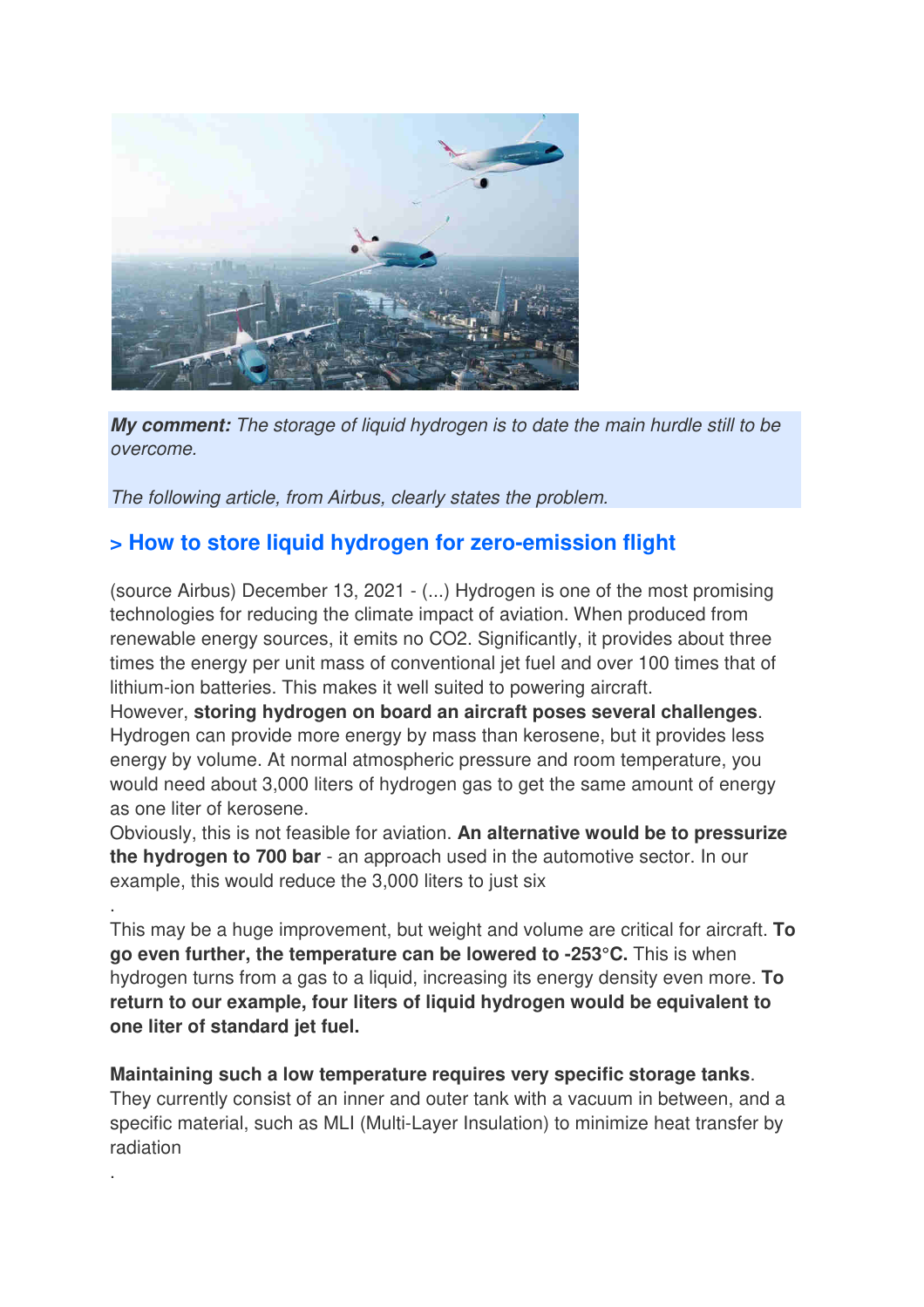***My comment:*** *The storage of liquid hydrogen is to date the main hurdle still to be overcome.*

*The following article, from Airbus, clearly states the problem.*

## > How to store liquid hydrogen for zero-emission flight

(source Airbus) December 13, 2021 - (...) Hydrogen is one of the most promising technologies for reducing the climate impact of aviation. When produced from renewable energy sources, it emits no CO2. Significantly, it provides about three times the energy per unit mass of conventional jet fuel and over 100 times that of lithium-ion batteries. This makes it well suited to powering aircraft.

However, **storing hydrogen on board an aircraft poses several challenges**. Hydrogen can provide more energy by mass than kerosene, but it provides less energy by volume. At normal atmospheric pressure and room temperature, you would need about 3,000 liters of hydrogen gas to get the same amount of energy as one liter of kerosene.

Obviously, this is not feasible for aviation. **An alternative would be to pressurize the hydrogen to 700 bar** - an approach used in the automotive sector. In our example, this would reduce the 3,000 liters to just six

.

This may be a huge improvement, but weight and volume are critical for aircraft. **To go even further, the temperature can be lowered to -253°C.** This is when hydrogen turns from a gas to a liquid, increasing its energy density even more. **To return to our example, four liters of liquid hydrogen would be equivalent to one liter of standard jet fuel.**

**Maintaining such a low temperature requires very specific storage tanks**. They currently consist of an inner and outer tank with a vacuum in between, and a specific material, such as MLI (Multi-Layer Insulation) to minimize heat transfer by radiation

.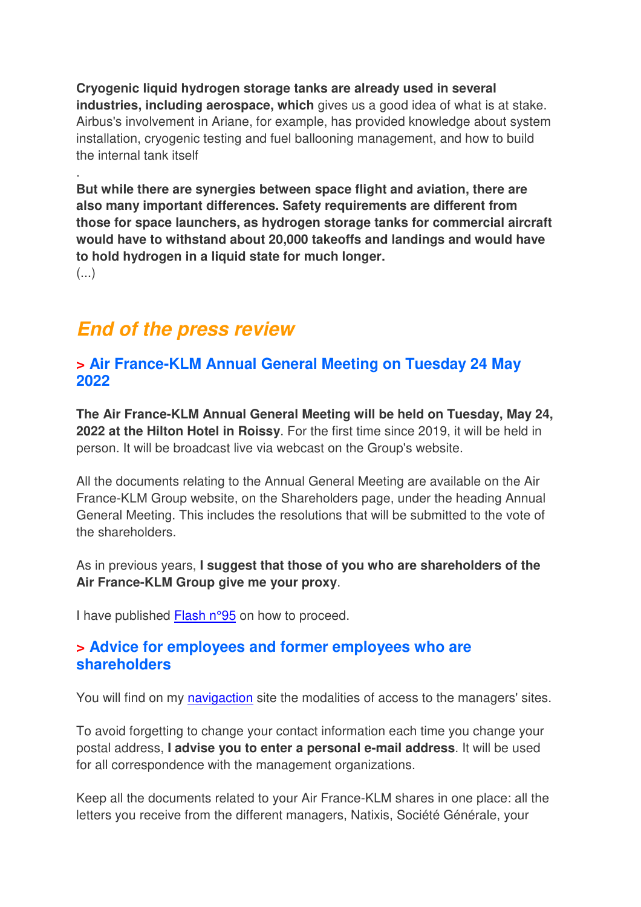**Cryogenic liquid hydrogen storage tanks are already used in several industries, including aerospace, which** gives us a good idea of what is at stake. Airbus's involvement in Ariane, for example, has provided knowledge about system installation, cryogenic testing and fuel ballooning management, and how to build the internal tank itself

.

**But while there are synergies between space flight and aviation, there are also many important differences. Safety requirements are different from those for space launchers, as hydrogen storage tanks for commercial aircraft would have to withstand about 20,000 takeoffs and landings and would have to hold hydrogen in a liquid state for much longer.**

(...)

## *End of the press review*

### > Air France-KLM Annual General Meeting on Tuesday 24 May 2022

**The Air France-KLM Annual General Meeting will be held on Tuesday, May 24, 2022 at the Hilton Hotel in Roissy**. For the first time since 2019, it will be held in person. It will be broadcast live via webcast on the Group's website.

All the documents relating to the Annual General Meeting are available on the Air France-KLM Group website, on the Shareholders page, under the heading Annual General Meeting. This includes the resolutions that will be submitted to the vote of the shareholders.

As in previous years, **I suggest that those of you who are shareholders of the Air France-KLM Group give me your proxy**.

I have published Flash n°95 on how to proceed.

### > Advice for employees and former employees who are shareholders

You will find on my navigaction site the modalities of access to the managers' sites.

To avoid forgetting to change your contact information each time you change your postal address, **I advise you to enter a personal e-mail address**. It will be used for all correspondence with the management organizations.

Keep all the documents related to your Air France-KLM shares in one place: all the letters you receive from the different managers, Natixis, Société Générale, your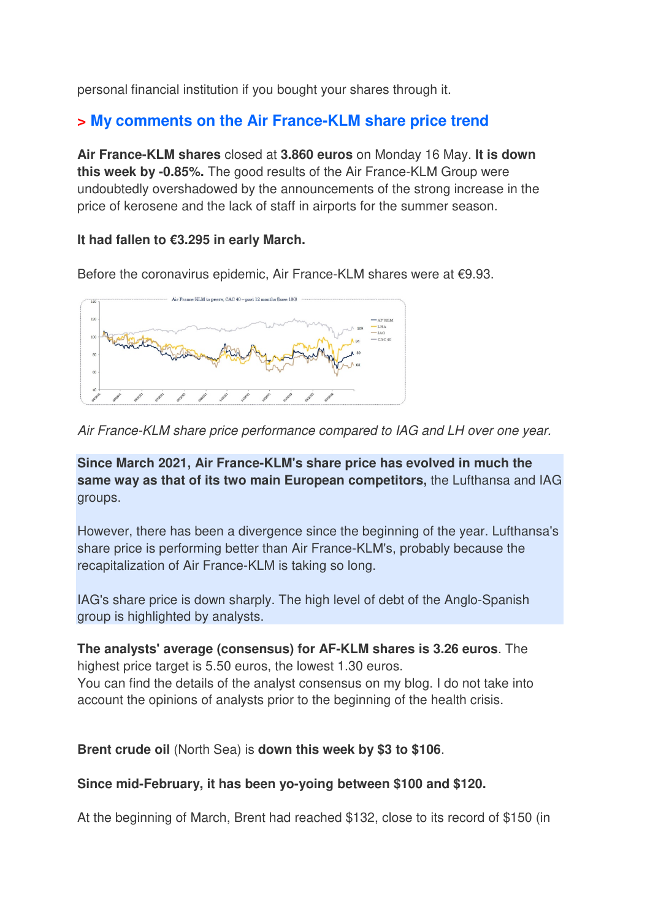personal financial institution if you bought your shares through it.

## > My comments on the Air France-KLM share price trend

**Air France-KLM shares** closed at **3.860 euros** on Monday 16 May. **It is down this week by -0.85%.** The good results of the Air France-KLM Group were undoubtedly overshadowed by the announcements of the strong increase in the price of kerosene and the lack of staff in airports for the summer season.

**It had fallen to €3.295 in early March.**

Before the coronavirus epidemic, Air France-KLM shares were at €9.93.

*Air France-KLM share price performance compared to IAG and LH over one year.*

**Since March 2021, Air France-KLM's share price has evolved in much the same way as that of its two main European competitors,** the Lufthansa and IAG groups.

However, there has been a divergence since the beginning of the year. Lufthansa's share price is performing better than Air France-KLM's, probably because the recapitalization of Air France-KLM is taking so long.

IAG's share price is down sharply. The high level of debt of the Anglo-Spanish group is highlighted by analysts.

**The analysts' average (consensus) for AF-KLM shares is 3.26 euros**. The highest price target is 5.50 euros, the lowest 1.30 euros.
You can find the details of the analyst consensus on my blog. I do not take into account the opinions of analysts prior to the beginning of the health crisis.

**Brent crude oil** (North Sea) is **down this week by $3 to $106**.

**Since mid-February, it has been yo-yoing between $100 and $120.**

At the beginning of March, Brent had reached $132, close to its record of $150 (in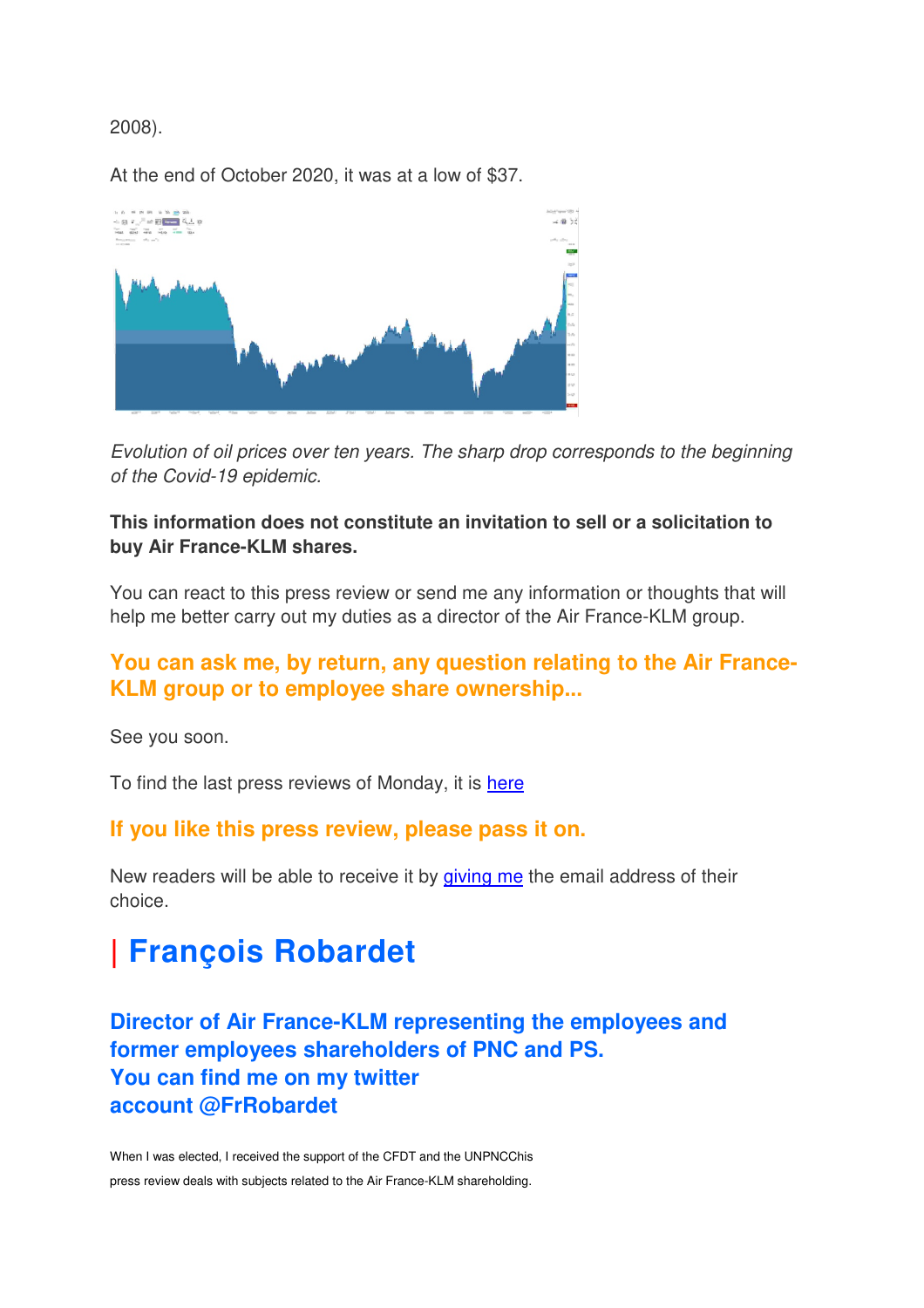2008).

At the end of October 2020, it was at a low of $37.

*Evolution of oil prices over ten years. The sharp drop corresponds to the beginning of the Covid-19 epidemic.*

**This information does not constitute an invitation to sell or a solicitation to buy Air France-KLM shares.**

You can react to this press review or send me any information or thoughts that will help me better carry out my duties as a director of the Air France-KLM group.

### You can ask me, by return, any question relating to the Air France-KLM group or to employee share ownership...

See you soon.

To find the last press reviews of Monday, it is [here]

### If you like this press review, please pass it on.

New readers will be able to receive it by [giving me] the email address of their choice.

# | François Robardet

### Director of Air France-KLM representing the employees and former employees shareholders of PNC and PS.
### You can find me on my twitter account @FrRobardet

When I was elected, I received the support of the CFDT and the UNPNCChis press review deals with subjects related to the Air France-KLM shareholding.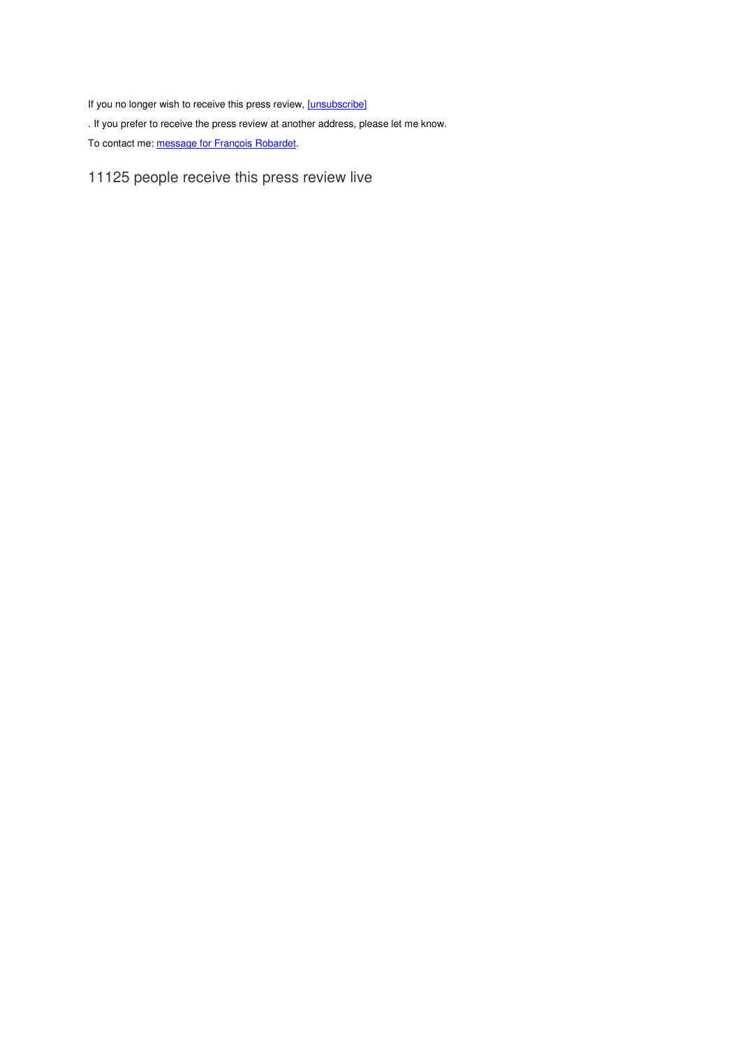If you no longer wish to receive this press review, [unsubscribe]

. If you prefer to receive the press review at another address, please let me know.

To contact me: message for François Robardet.

## 11125 people receive this press review live